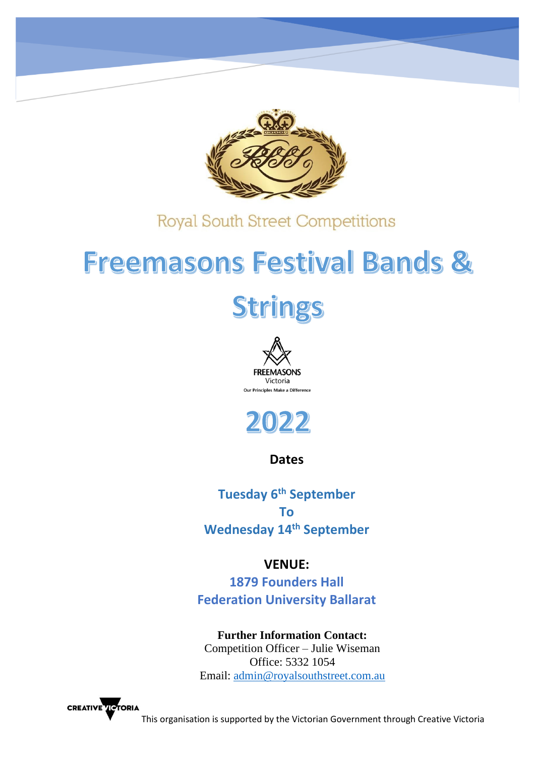Royal South Street Competitions

# Freemasons Festival Bands & Strings

FREEMASONS
Victoria
Our Principles Make a Difference

# 2022

**Dates**

**Tuesday 6th September**
**To**
**Wednesday 14th September**

**VENUE:**
**1879 Founders Hall**
**Federation University Ballarat**

**Further Information Contact:**
Competition Officer – Julie Wiseman
Office: 5332 1054
Email: admin@royalsouthstreet.com.au

CREATIVE VICTORIA

This organisation is supported by the Victorian Government through Creative Victoria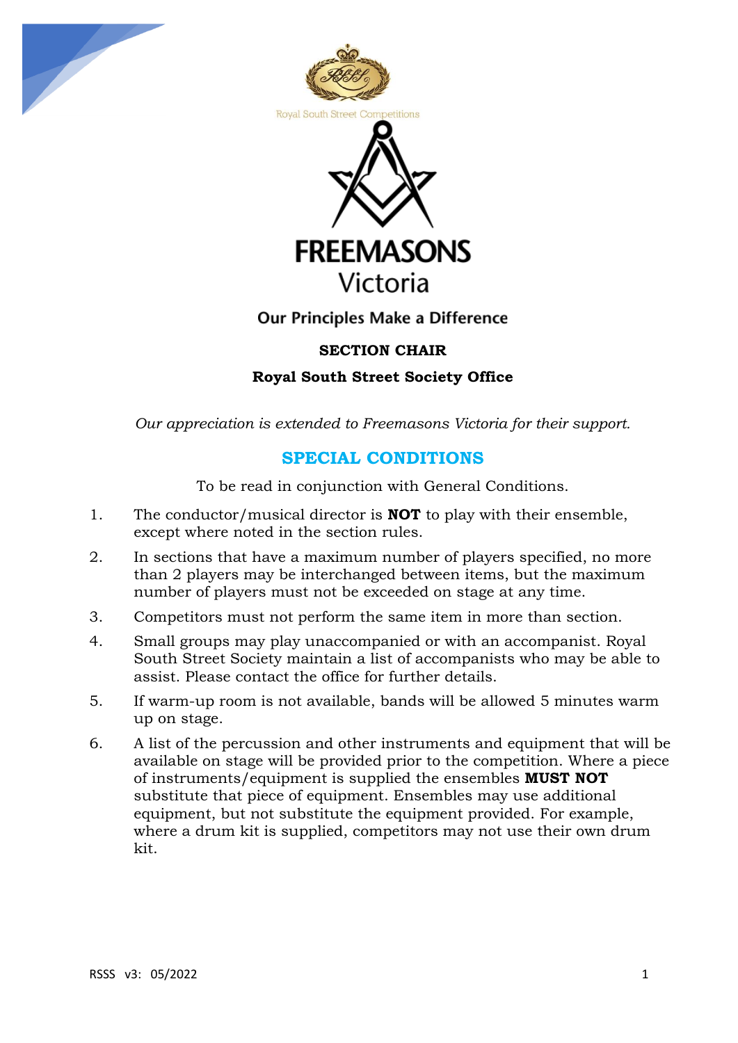Royal South Street Competitions

**FREEMASONS**
Victoria

**Our Principles Make a Difference**

**SECTION CHAIR**

**Royal South Street Society Office**

*Our appreciation is extended to Freemasons Victoria for their support.*

## SPECIAL CONDITIONS

To be read in conjunction with General Conditions.

1. The conductor/musical director is **NOT** to play with their ensemble, except where noted in the section rules.
2. In sections that have a maximum number of players specified, no more than 2 players may be interchanged between items, but the maximum number of players must not be exceeded on stage at any time.
3. Competitors must not perform the same item in more than section.
4. Small groups may play unaccompanied or with an accompanist. Royal South Street Society maintain a list of accompanists who may be able to assist. Please contact the office for further details.
5. If warm-up room is not available, bands will be allowed 5 minutes warm up on stage.
6. A list of the percussion and other instruments and equipment that will be available on stage will be provided prior to the competition. Where a piece of instruments/equipment is supplied the ensembles **MUST NOT** substitute that piece of equipment. Ensembles may use additional equipment, but not substitute the equipment provided. For example, where a drum kit is supplied, competitors may not use their own drum kit.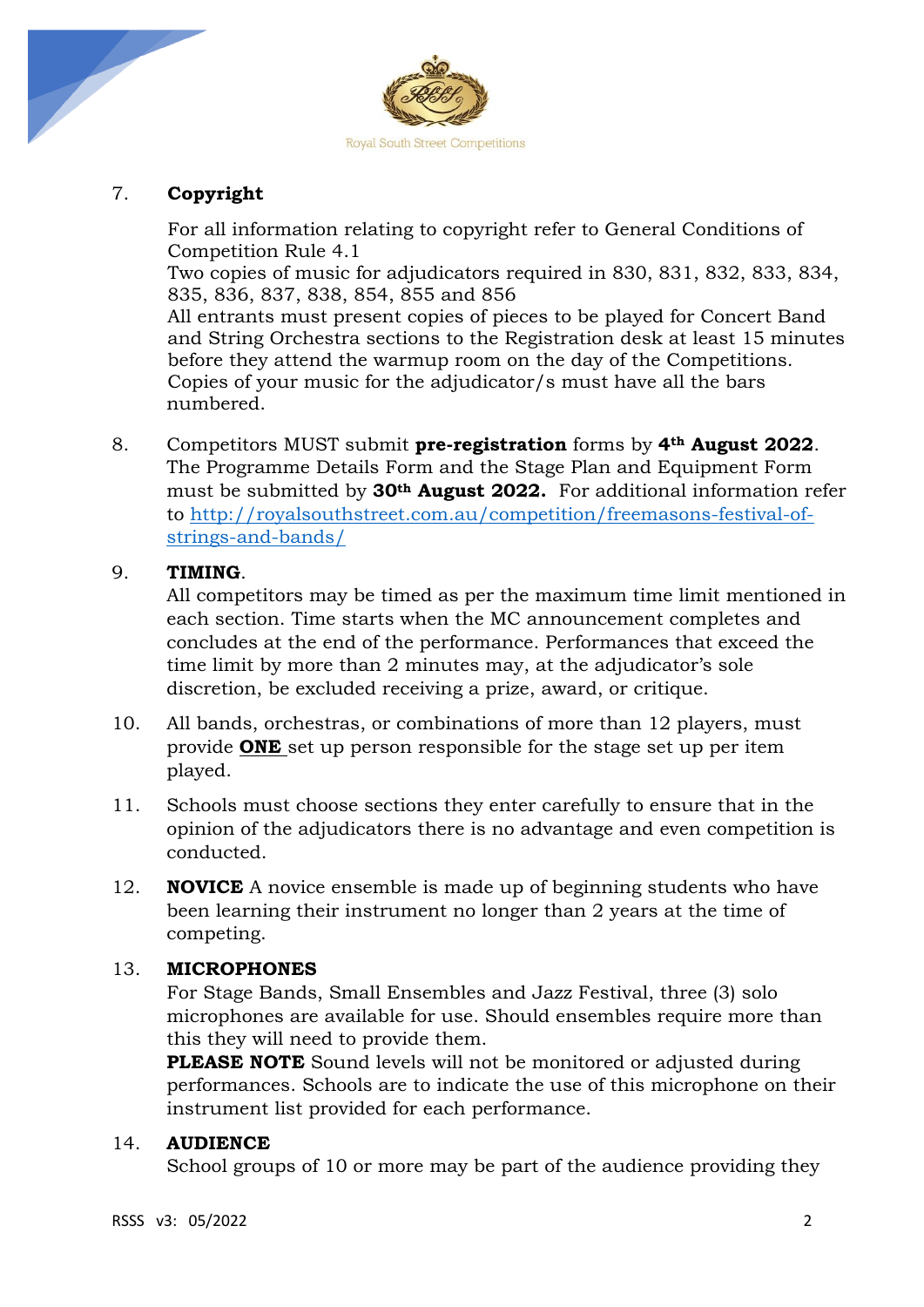7. **Copyright**

   For all information relating to copyright refer to General Conditions of Competition Rule 4.1
   Two copies of music for adjudicators required in 830, 831, 832, 833, 834, 835, 836, 837, 838, 854, 855 and 856
   All entrants must present copies of pieces to be played for Concert Band and String Orchestra sections to the Registration desk at least 15 minutes before they attend the warmup room on the day of the Competitions.
   Copies of your music for the adjudicator/s must have all the bars numbered.

8. Competitors MUST submit **pre-registration** forms by **4th August 2022**. The Programme Details Form and the Stage Plan and Equipment Form must be submitted by **30th August 2022.** For additional information refer to [http://royalsouthstreet.com.au/competition/freemasons-festival-of-strings-and-bands/](http://royalsouthstreet.com.au/competition/freemasons-festival-of-strings-and-bands/)

9. **TIMING**.
   All competitors may be timed as per the maximum time limit mentioned in each section. Time starts when the MC announcement completes and concludes at the end of the performance. Performances that exceed the time limit by more than 2 minutes may, at the adjudicator's sole discretion, be excluded receiving a prize, award, or critique.

10. All bands, orchestras, or combinations of more than 12 players, must provide **<u>ONE</u>** set up person responsible for the stage set up per item played.

11. Schools must choose sections they enter carefully to ensure that in the opinion of the adjudicators there is no advantage and even competition is conducted.

12. **NOVICE** A novice ensemble is made up of beginning students who have been learning their instrument no longer than 2 years at the time of competing.

13. **MICROPHONES**
    For Stage Bands, Small Ensembles and Jazz Festival, three (3) solo microphones are available for use. Should ensembles require more than this they will need to provide them.
    **PLEASE NOTE** Sound levels will not be monitored or adjusted during performances. Schools are to indicate the use of this microphone on their instrument list provided for each performance.

14. **AUDIENCE**
    School groups of 10 or more may be part of the audience providing they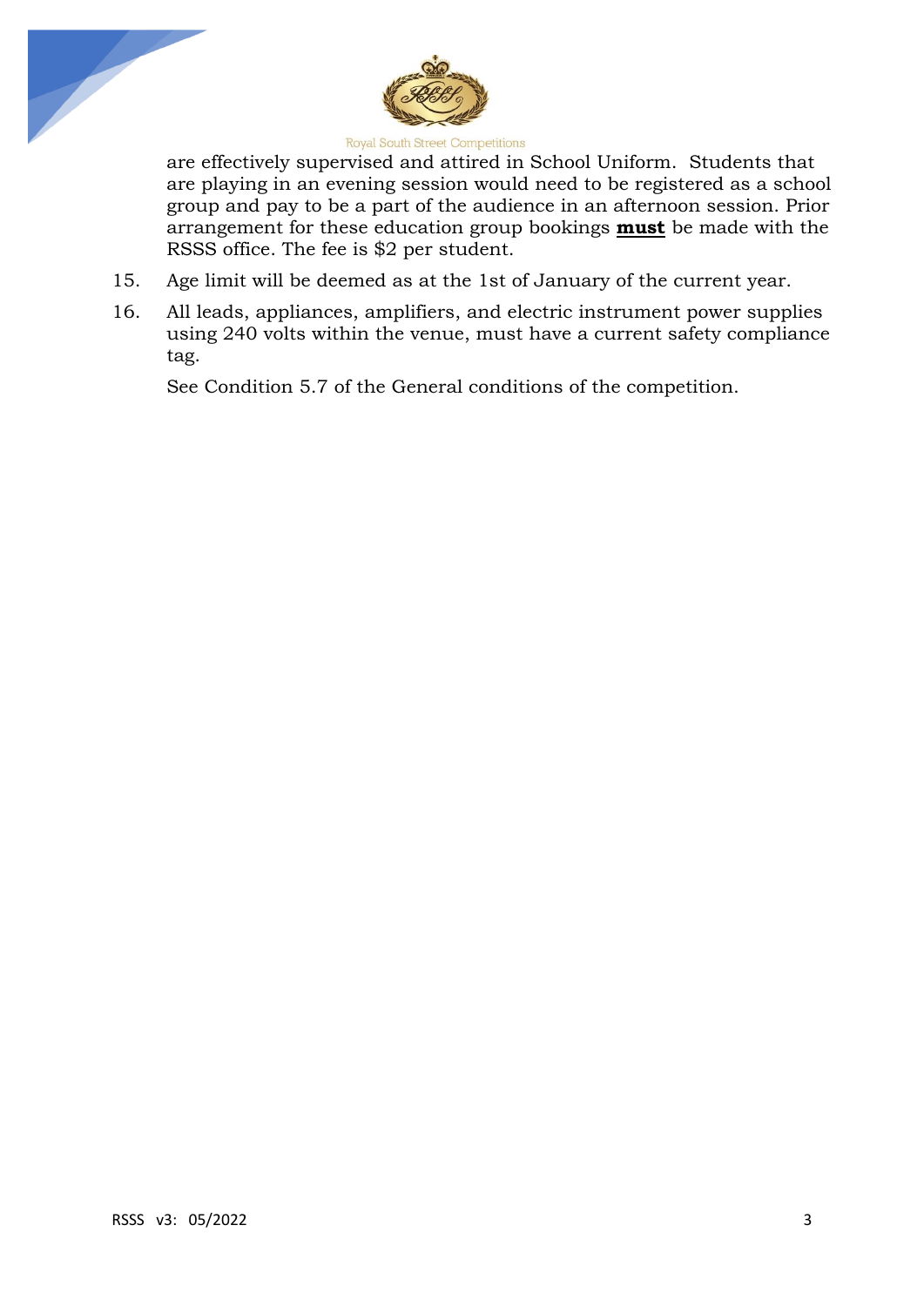are effectively supervised and attired in School Uniform. Students that are playing in an evening session would need to be registered as a school group and pay to be a part of the audience in an afternoon session. Prior arrangement for these education group bookings **must** be made with the RSSS office. The fee is $2 per student.

15. Age limit will be deemed as at the 1st of January of the current year.

16. All leads, appliances, amplifiers, and electric instrument power supplies using 240 volts within the venue, must have a current safety compliance tag.

    See Condition 5.7 of the General conditions of the competition.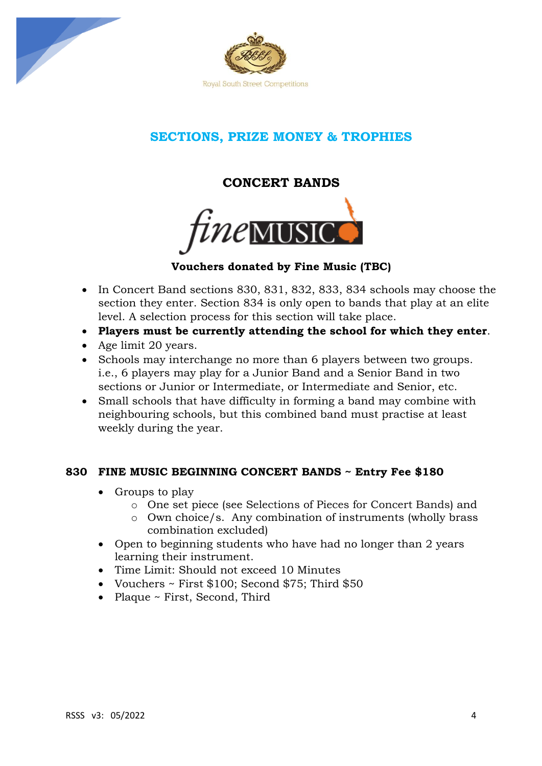## SECTIONS, PRIZE MONEY & TROPHIES

### CONCERT BANDS

**Vouchers donated by Fine Music (TBC)**

- In Concert Band sections 830, 831, 832, 833, 834 schools may choose the section they enter. Section 834 is only open to bands that play at an elite level. A selection process for this section will take place.
- **Players must be currently attending the school for which they enter**.
- Age limit 20 years.
- Schools may interchange no more than 6 players between two groups. i.e., 6 players may play for a Junior Band and a Senior Band in two sections or Junior or Intermediate, or Intermediate and Senior, etc.
- Small schools that have difficulty in forming a band may combine with neighbouring schools, but this combined band must practise at least weekly during the year.

#### 830 FINE MUSIC BEGINNING CONCERT BANDS ~ Entry Fee $180

- Groups to play
  - One set piece (see Selections of Pieces for Concert Bands) and
  - Own choice/s. Any combination of instruments (wholly brass combination excluded)
- Open to beginning students who have had no longer than 2 years learning their instrument.
- Time Limit: Should not exceed 10 Minutes
- Vouchers ~ First $100; Second $75; Third $50
- Plaque ~ First, Second, Third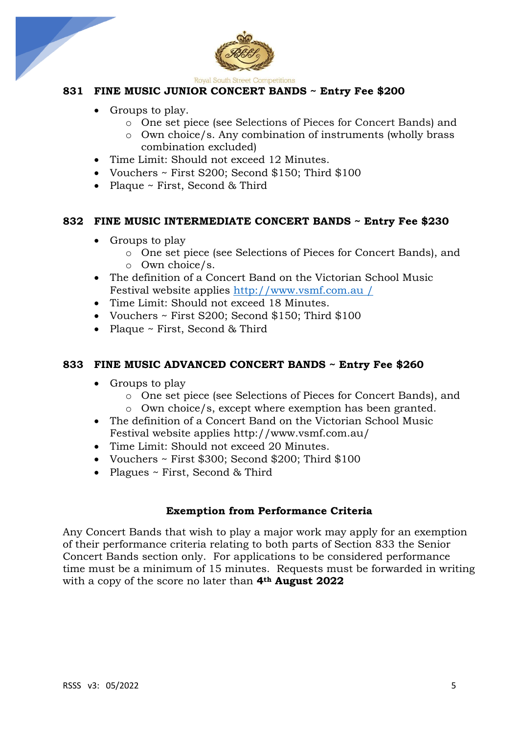Royal South Street Competitions

## 831 FINE MUSIC JUNIOR CONCERT BANDS ~ Entry Fee $200

- Groups to play.
  - One set piece (see Selections of Pieces for Concert Bands) and
  - Own choice/s. Any combination of instruments (wholly brass combination excluded)
- Time Limit: Should not exceed 12 Minutes.
- Vouchers ~ First S200; Second $150; Third $100
- Plaque ~ First, Second & Third

## 832 FINE MUSIC INTERMEDIATE CONCERT BANDS ~ Entry Fee $230

- Groups to play
  - One set piece (see Selections of Pieces for Concert Bands), and
  - Own choice/s.
- The definition of a Concert Band on the Victorian School Music Festival website applies http://www.vsmf.com.au /
- Time Limit: Should not exceed 18 Minutes.
- Vouchers ~ First S200; Second $150; Third $100
- Plaque ~ First, Second & Third

## 833 FINE MUSIC ADVANCED CONCERT BANDS ~ Entry Fee $260

- Groups to play
  - One set piece (see Selections of Pieces for Concert Bands), and
  - Own choice/s, except where exemption has been granted.
- The definition of a Concert Band on the Victorian School Music Festival website applies http://www.vsmf.com.au/
- Time Limit: Should not exceed 20 Minutes.
- Vouchers ~ First $300; Second $200; Third $100
- Plagues ~ First, Second & Third

### Exemption from Performance Criteria

Any Concert Bands that wish to play a major work may apply for an exemption of their performance criteria relating to both parts of Section 833 the Senior Concert Bands section only. For applications to be considered performance time must be a minimum of 15 minutes. Requests must be forwarded in writing with a copy of the score no later than **4th August 2022**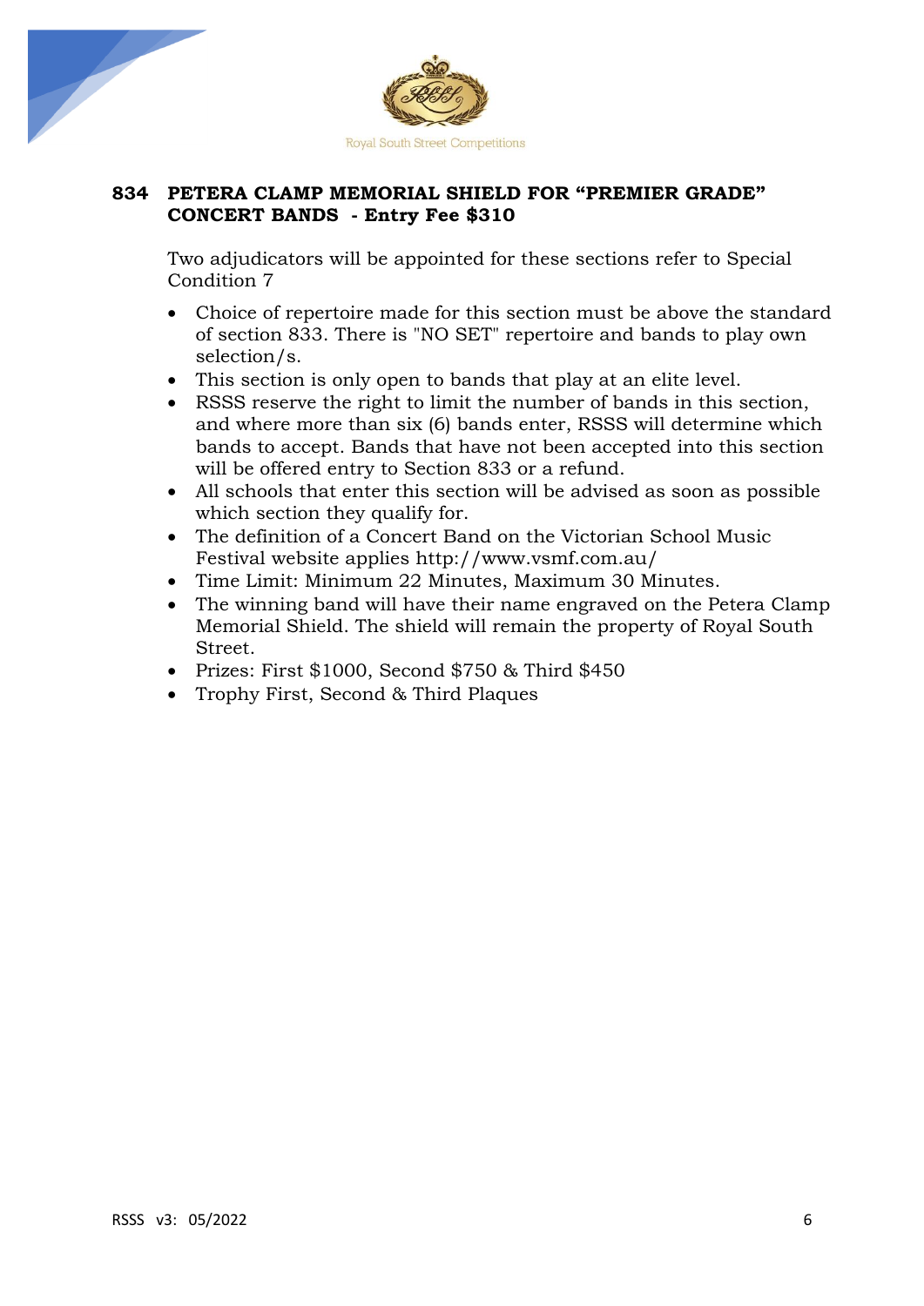## 834 PETERA CLAMP MEMORIAL SHIELD FOR "PREMIER GRADE" CONCERT BANDS - Entry Fee $310

Two adjudicators will be appointed for these sections refer to Special Condition 7

- Choice of repertoire made for this section must be above the standard of section 833. There is "NO SET" repertoire and bands to play own selection/s.
- This section is only open to bands that play at an elite level.
- RSSS reserve the right to limit the number of bands in this section, and where more than six (6) bands enter, RSSS will determine which bands to accept. Bands that have not been accepted into this section will be offered entry to Section 833 or a refund.
- All schools that enter this section will be advised as soon as possible which section they qualify for.
- The definition of a Concert Band on the Victorian School Music Festival website applies http://www.vsmf.com.au/
- Time Limit: Minimum 22 Minutes, Maximum 30 Minutes.
- The winning band will have their name engraved on the Petera Clamp Memorial Shield. The shield will remain the property of Royal South Street.
- Prizes: First $1000, Second $750 & Third $450
- Trophy First, Second & Third Plaques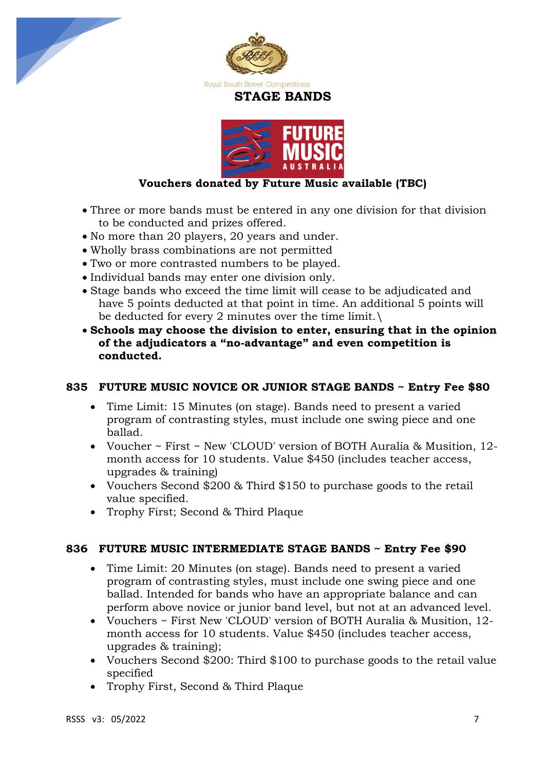Royal South Street Competitions

# STAGE BANDS

**Vouchers donated by Future Music available (TBC)**

- Three or more bands must be entered in any one division for that division to be conducted and prizes offered.
- No more than 20 players, 20 years and under.
- Wholly brass combinations are not permitted
- Two or more contrasted numbers to be played.
- Individual bands may enter one division only.
- Stage bands who exceed the time limit will cease to be adjudicated and have 5 points deducted at that point in time. An additional 5 points will be deducted for every 2 minutes over the time limit.\
- **Schools may choose the division to enter, ensuring that in the opinion of the adjudicators a "no-advantage" and even competition is conducted.**

## 835 FUTURE MUSIC NOVICE OR JUNIOR STAGE BANDS ~ Entry Fee $80

- Time Limit: 15 Minutes (on stage). Bands need to present a varied program of contrasting styles, must include one swing piece and one ballad.
- Voucher ~ First ~ New 'CLOUD' version of BOTH Auralia & Musition, 12-month access for 10 students. Value $450 (includes teacher access, upgrades & training)
- Vouchers Second $200 & Third $150 to purchase goods to the retail value specified.
- Trophy First; Second & Third Plaque

## 836 FUTURE MUSIC INTERMEDIATE STAGE BANDS ~ Entry Fee $90

- Time Limit: 20 Minutes (on stage). Bands need to present a varied program of contrasting styles, must include one swing piece and one ballad. Intended for bands who have an appropriate balance and can perform above novice or junior band level, but not at an advanced level.
- Vouchers ~ First New 'CLOUD' version of BOTH Auralia & Musition, 12-month access for 10 students. Value $450 (includes teacher access, upgrades & training);
- Vouchers Second $200: Third $100 to purchase goods to the retail value specified
- Trophy First, Second & Third Plaque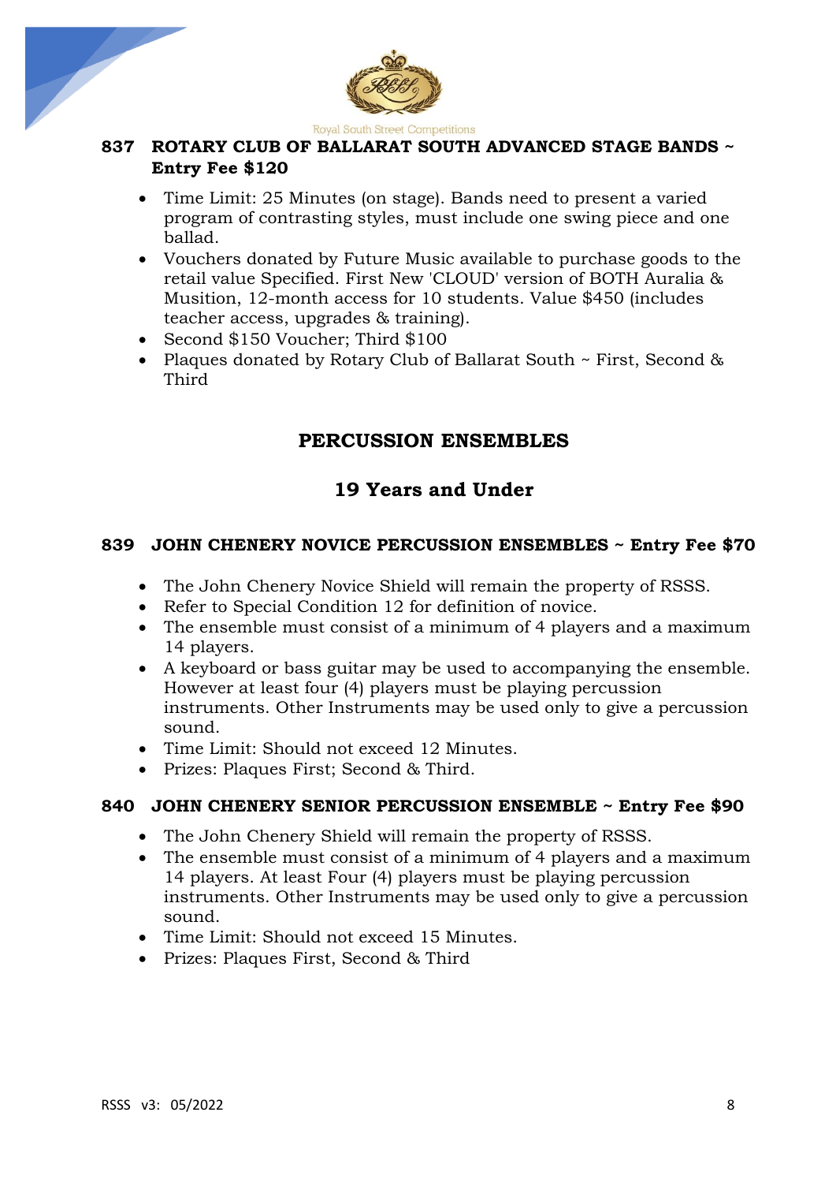### 837 ROTARY CLUB OF BALLARAT SOUTH ADVANCED STAGE BANDS ~ Entry Fee $120

- Time Limit: 25 Minutes (on stage). Bands need to present a varied program of contrasting styles, must include one swing piece and one ballad.
- Vouchers donated by Future Music available to purchase goods to the retail value Specified. First New 'CLOUD' version of BOTH Auralia & Musition, 12-month access for 10 students. Value $450 (includes teacher access, upgrades & training).
- Second $150 Voucher; Third $100
- Plaques donated by Rotary Club of Ballarat South ~ First, Second & Third

## PERCUSSION ENSEMBLES

## 19 Years and Under

### 839 JOHN CHENERY NOVICE PERCUSSION ENSEMBLES ~ Entry Fee $70

- The John Chenery Novice Shield will remain the property of RSSS.
- Refer to Special Condition 12 for definition of novice.
- The ensemble must consist of a minimum of 4 players and a maximum 14 players.
- A keyboard or bass guitar may be used to accompanying the ensemble. However at least four (4) players must be playing percussion instruments. Other Instruments may be used only to give a percussion sound.
- Time Limit: Should not exceed 12 Minutes.
- Prizes: Plaques First; Second & Third.

### 840 JOHN CHENERY SENIOR PERCUSSION ENSEMBLE ~ Entry Fee $90

- The John Chenery Shield will remain the property of RSSS.
- The ensemble must consist of a minimum of 4 players and a maximum 14 players. At least Four (4) players must be playing percussion instruments. Other Instruments may be used only to give a percussion sound.
- Time Limit: Should not exceed 15 Minutes.
- Prizes: Plaques First, Second & Third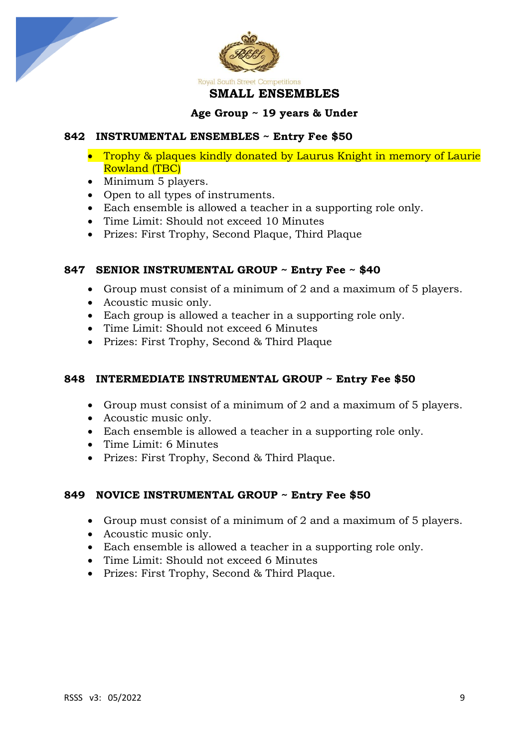Royal South Street Competitions

# SMALL ENSEMBLES

## Age Group ~ 19 years & Under

### 842 INSTRUMENTAL ENSEMBLES ~ Entry Fee $50

- Trophy & plaques kindly donated by Laurus Knight in memory of Laurie Rowland (TBC)
- Minimum 5 players.
- Open to all types of instruments.
- Each ensemble is allowed a teacher in a supporting role only.
- Time Limit: Should not exceed 10 Minutes
- Prizes: First Trophy, Second Plaque, Third Plaque

### 847 SENIOR INSTRUMENTAL GROUP ~ Entry Fee ~ $40

- Group must consist of a minimum of 2 and a maximum of 5 players.
- Acoustic music only.
- Each group is allowed a teacher in a supporting role only.
- Time Limit: Should not exceed 6 Minutes
- Prizes: First Trophy, Second & Third Plaque

### 848 INTERMEDIATE INSTRUMENTAL GROUP ~ Entry Fee $50

- Group must consist of a minimum of 2 and a maximum of 5 players.
- Acoustic music only.
- Each ensemble is allowed a teacher in a supporting role only.
- Time Limit: 6 Minutes
- Prizes: First Trophy, Second & Third Plaque.

### 849 NOVICE INSTRUMENTAL GROUP ~ Entry Fee $50

- Group must consist of a minimum of 2 and a maximum of 5 players.
- Acoustic music only.
- Each ensemble is allowed a teacher in a supporting role only.
- Time Limit: Should not exceed 6 Minutes
- Prizes: First Trophy, Second & Third Plaque.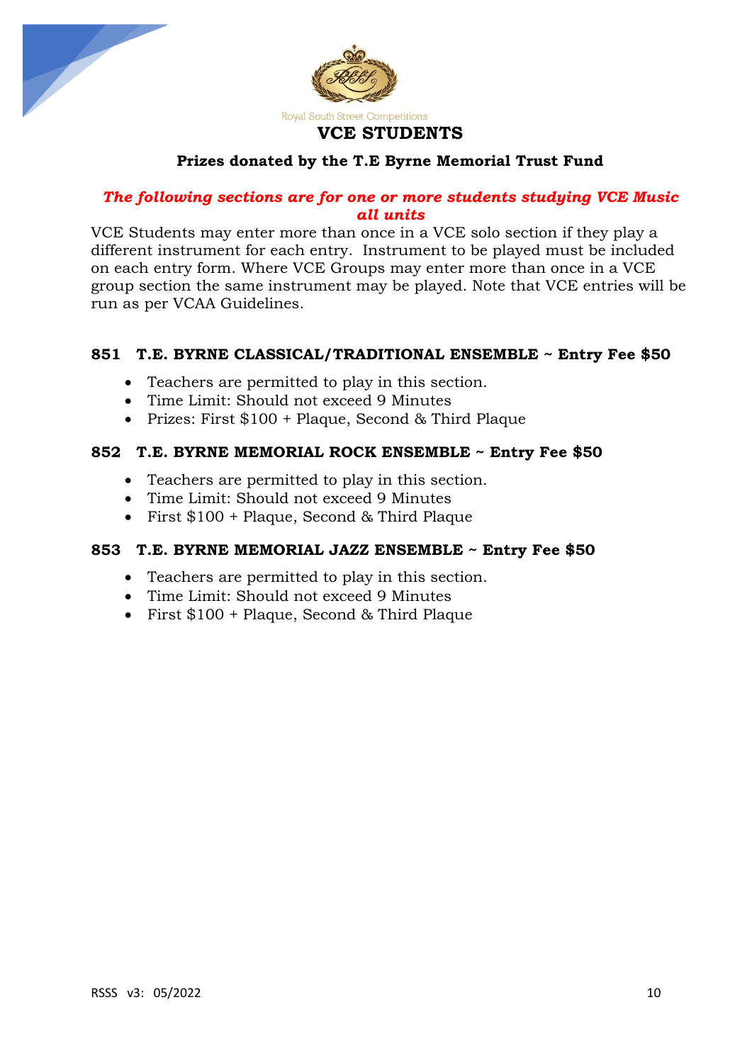Royal South Street Competitions

# VCE STUDENTS

**Prizes donated by the T.E Byrne Memorial Trust Fund**

***The following sections are for one or more students studying VCE Music all units***

VCE Students may enter more than once in a VCE solo section if they play a different instrument for each entry. Instrument to be played must be included on each entry form. Where VCE Groups may enter more than once in a VCE group section the same instrument may be played. Note that VCE entries will be run as per VCAA Guidelines.

### 851 T.E. BYRNE CLASSICAL/TRADITIONAL ENSEMBLE ~ Entry Fee $50

- Teachers are permitted to play in this section.
- Time Limit: Should not exceed 9 Minutes
- Prizes: First $100 + Plaque, Second & Third Plaque

### 852 T.E. BYRNE MEMORIAL ROCK ENSEMBLE ~ Entry Fee $50

- Teachers are permitted to play in this section.
- Time Limit: Should not exceed 9 Minutes
- First $100 + Plaque, Second & Third Plaque

### 853 T.E. BYRNE MEMORIAL JAZZ ENSEMBLE ~ Entry Fee $50

- Teachers are permitted to play in this section.
- Time Limit: Should not exceed 9 Minutes
- First $100 + Plaque, Second & Third Plaque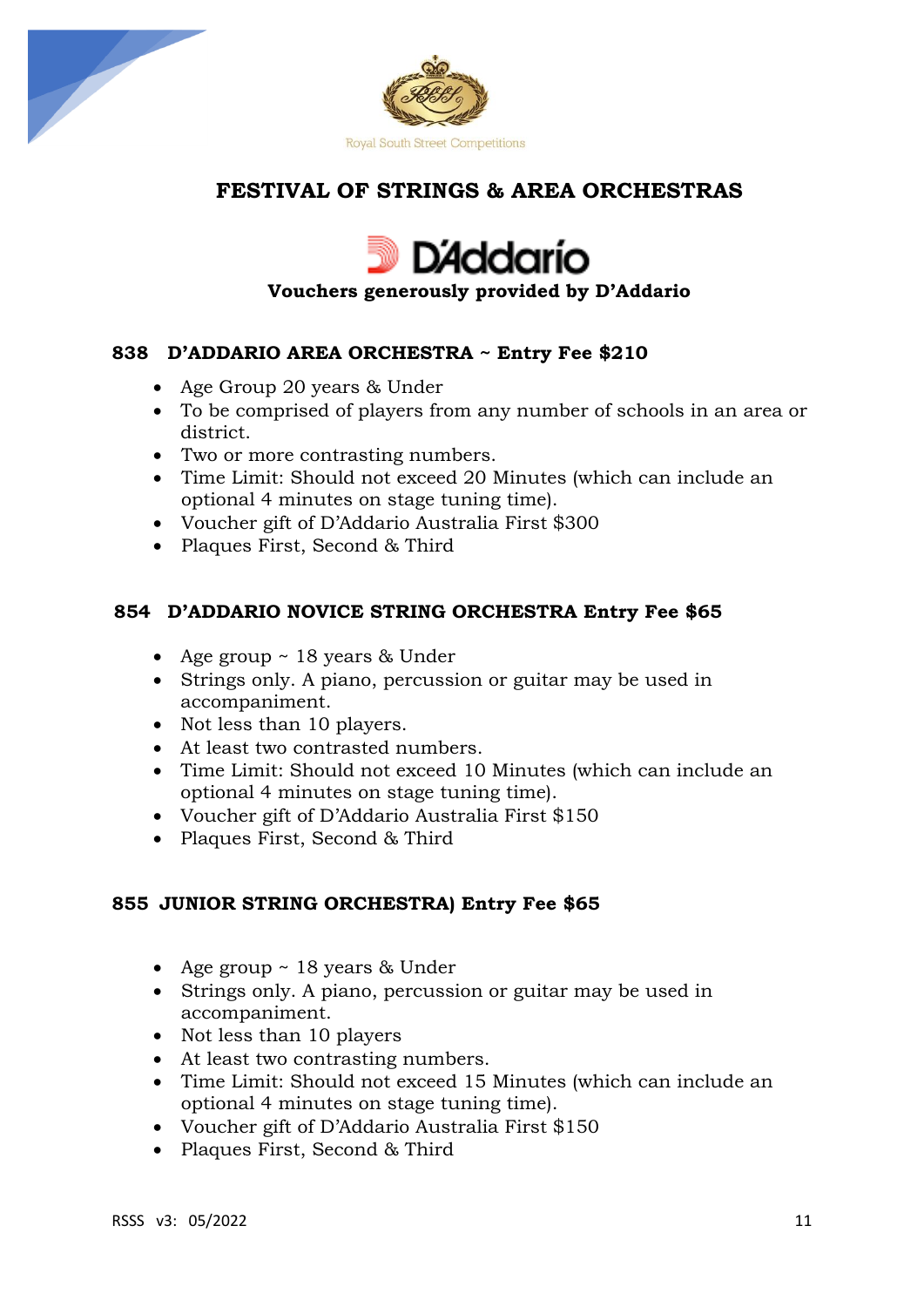Royal South Street Competitions

# FESTIVAL OF STRINGS & AREA ORCHESTRAS

D'Addario

**Vouchers generously provided by D'Addario**

### 838 D'ADDARIO AREA ORCHESTRA ~ Entry Fee $210

- Age Group 20 years & Under
- To be comprised of players from any number of schools in an area or district.
- Two or more contrasting numbers.
- Time Limit: Should not exceed 20 Minutes (which can include an optional 4 minutes on stage tuning time).
- Voucher gift of D'Addario Australia First $300
- Plaques First, Second & Third

### 854 D'ADDARIO NOVICE STRING ORCHESTRA Entry Fee $65

- Age group ~ 18 years & Under
- Strings only. A piano, percussion or guitar may be used in accompaniment.
- Not less than 10 players.
- At least two contrasted numbers.
- Time Limit: Should not exceed 10 Minutes (which can include an optional 4 minutes on stage tuning time).
- Voucher gift of D'Addario Australia First $150
- Plaques First, Second & Third

### 855 JUNIOR STRING ORCHESTRA) Entry Fee $65

- Age group ~ 18 years & Under
- Strings only. A piano, percussion or guitar may be used in accompaniment.
- Not less than 10 players
- At least two contrasting numbers.
- Time Limit: Should not exceed 15 Minutes (which can include an optional 4 minutes on stage tuning time).
- Voucher gift of D'Addario Australia First $150
- Plaques First, Second & Third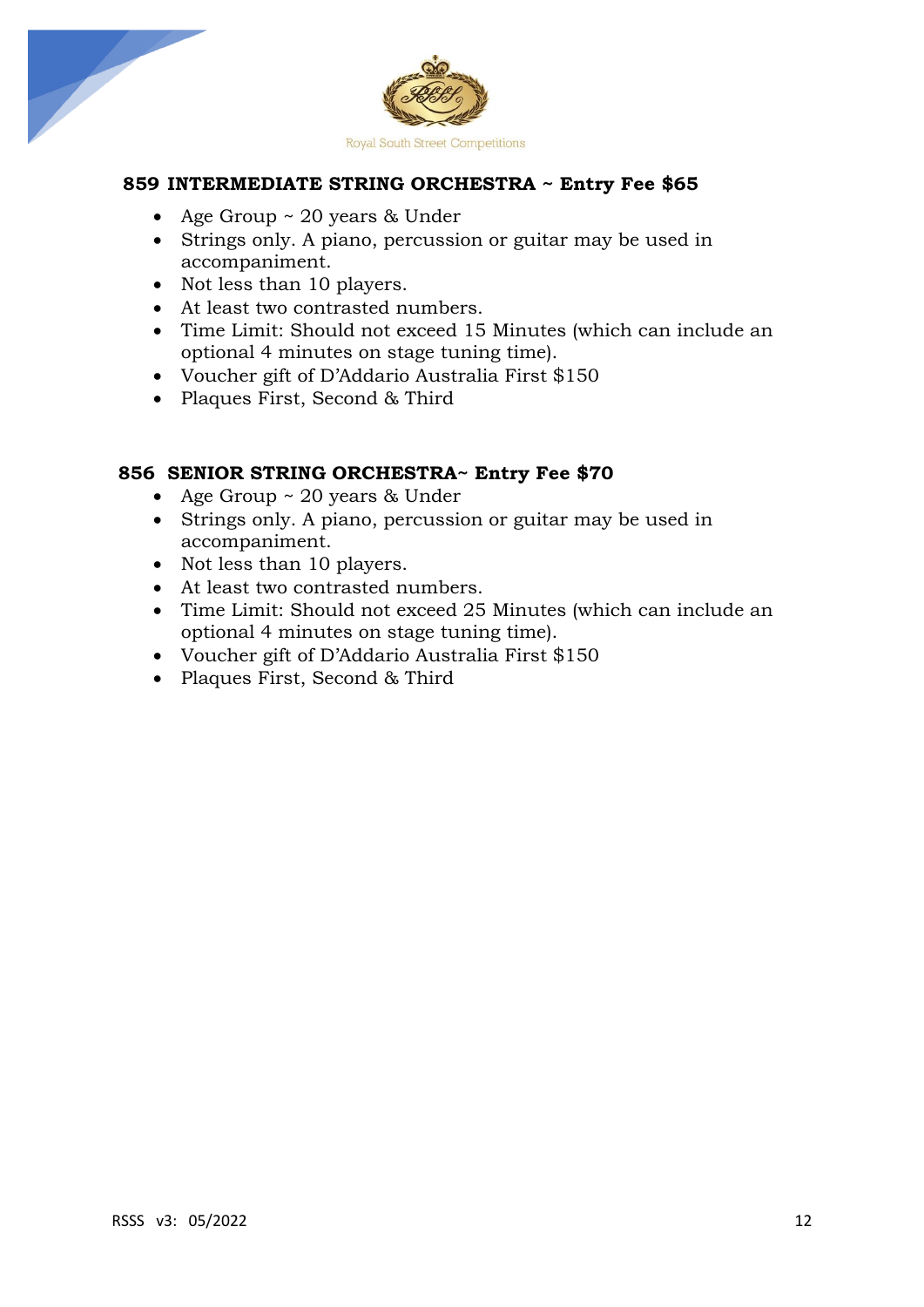### 859 INTERMEDIATE STRING ORCHESTRA ~ Entry Fee $65

- Age Group ~ 20 years & Under
- Strings only. A piano, percussion or guitar may be used in accompaniment.
- Not less than 10 players.
- At least two contrasted numbers.
- Time Limit: Should not exceed 15 Minutes (which can include an optional 4 minutes on stage tuning time).
- Voucher gift of D'Addario Australia First $150
- Plaques First, Second & Third

### 856 SENIOR STRING ORCHESTRA~ Entry Fee $70

- Age Group ~ 20 years & Under
- Strings only. A piano, percussion or guitar may be used in accompaniment.
- Not less than 10 players.
- At least two contrasted numbers.
- Time Limit: Should not exceed 25 Minutes (which can include an optional 4 minutes on stage tuning time).
- Voucher gift of D'Addario Australia First $150
- Plaques First, Second & Third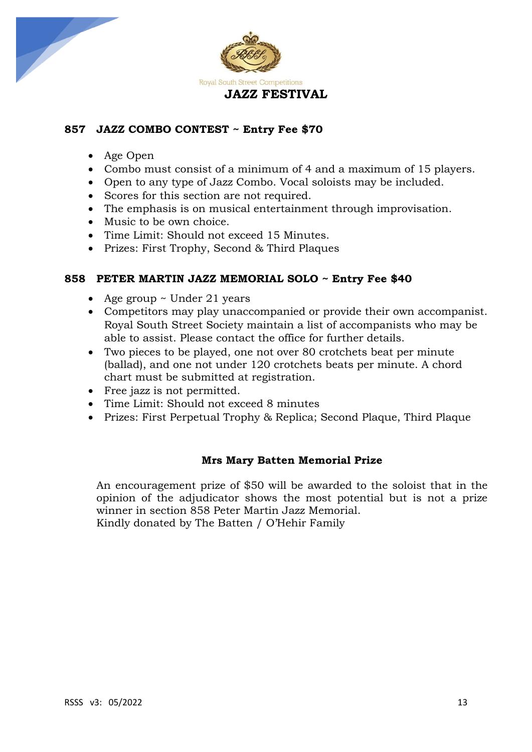Royal South Street Competitions

# JAZZ FESTIVAL

## 857 JAZZ COMBO CONTEST ~ Entry Fee $70

- Age Open
- Combo must consist of a minimum of 4 and a maximum of 15 players.
- Open to any type of Jazz Combo. Vocal soloists may be included.
- Scores for this section are not required.
- The emphasis is on musical entertainment through improvisation.
- Music to be own choice.
- Time Limit: Should not exceed 15 Minutes.
- Prizes: First Trophy, Second & Third Plaques

## 858 PETER MARTIN JAZZ MEMORIAL SOLO ~ Entry Fee $40

- Age group ~ Under 21 years
- Competitors may play unaccompanied or provide their own accompanist. Royal South Street Society maintain a list of accompanists who may be able to assist. Please contact the office for further details.
- Two pieces to be played, one not over 80 crotchets beat per minute (ballad), and one not under 120 crotchets beats per minute. A chord chart must be submitted at registration.
- Free jazz is not permitted.
- Time Limit: Should not exceed 8 minutes
- Prizes: First Perpetual Trophy & Replica; Second Plaque, Third Plaque

### Mrs Mary Batten Memorial Prize

An encouragement prize of $50 will be awarded to the soloist that in the opinion of the adjudicator shows the most potential but is not a prize winner in section 858 Peter Martin Jazz Memorial.
Kindly donated by The Batten / O'Hehir Family